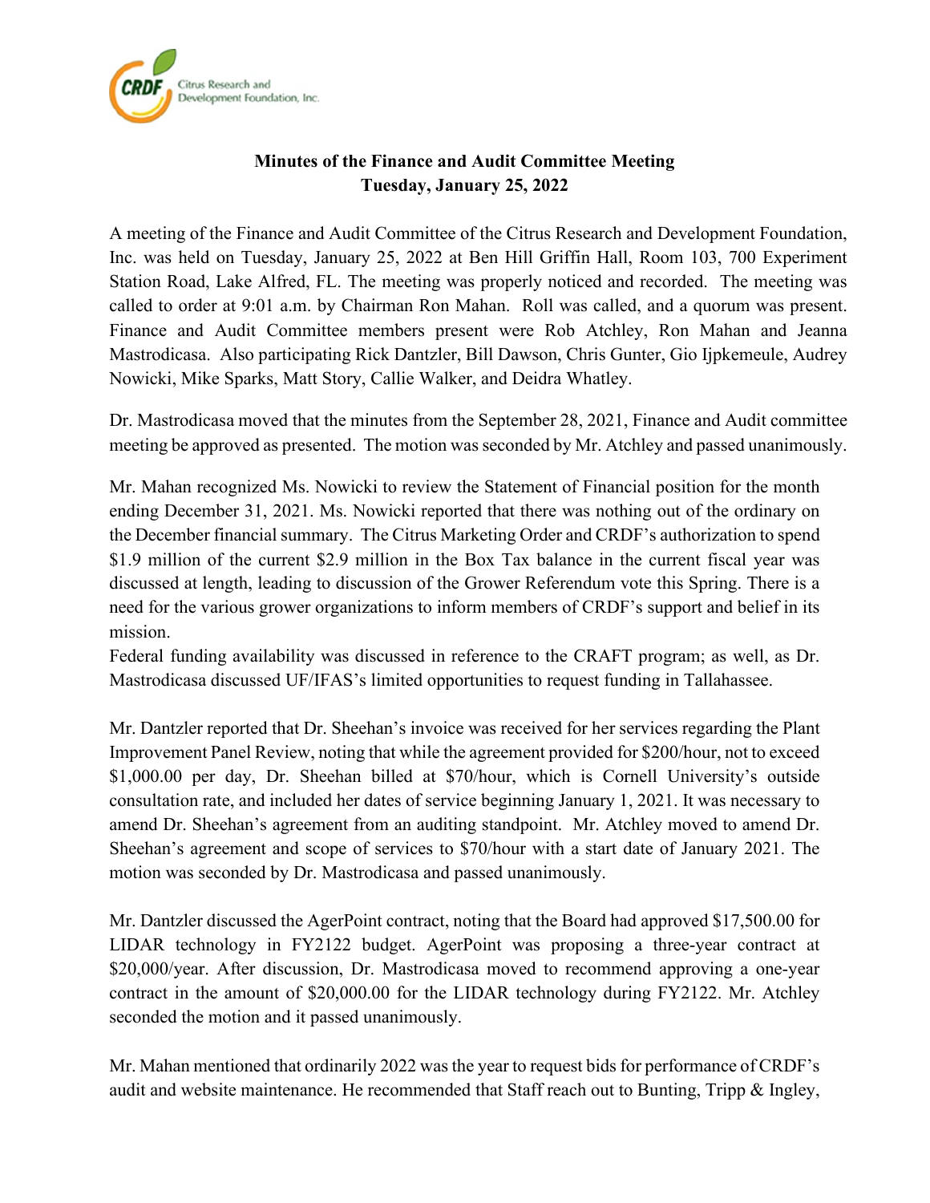**Minutes of the Finance and Audit Committee Meeting**
**Tuesday, January 25, 2022**

A meeting of the Finance and Audit Committee of the Citrus Research and Development Foundation, Inc. was held on Tuesday, January 25, 2022 at Ben Hill Griffin Hall, Room 103, 700 Experiment Station Road, Lake Alfred, FL. The meeting was properly noticed and recorded. The meeting was called to order at 9:01 a.m. by Chairman Ron Mahan. Roll was called, and a quorum was present. Finance and Audit Committee members present were Rob Atchley, Ron Mahan and Jeanna Mastrodicasa. Also participating Rick Dantzler, Bill Dawson, Chris Gunter, Gio Ijpkemeule, Audrey Nowicki, Mike Sparks, Matt Story, Callie Walker, and Deidra Whatley.

Dr. Mastrodicasa moved that the minutes from the September 28, 2021, Finance and Audit committee meeting be approved as presented. The motion was seconded by Mr. Atchley and passed unanimously.

Mr. Mahan recognized Ms. Nowicki to review the Statement of Financial position for the month ending December 31, 2021. Ms. Nowicki reported that there was nothing out of the ordinary on the December financial summary. The Citrus Marketing Order and CRDF's authorization to spend $1.9 million of the current $2.9 million in the Box Tax balance in the current fiscal year was discussed at length, leading to discussion of the Grower Referendum vote this Spring. There is a need for the various grower organizations to inform members of CRDF's support and belief in its mission.
Federal funding availability was discussed in reference to the CRAFT program; as well, as Dr. Mastrodicasa discussed UF/IFAS's limited opportunities to request funding in Tallahassee.

Mr. Dantzler reported that Dr. Sheehan's invoice was received for her services regarding the Plant Improvement Panel Review, noting that while the agreement provided for $200/hour, not to exceed $1,000.00 per day, Dr. Sheehan billed at $70/hour, which is Cornell University's outside consultation rate, and included her dates of service beginning January 1, 2021. It was necessary to amend Dr. Sheehan's agreement from an auditing standpoint. Mr. Atchley moved to amend Dr. Sheehan's agreement and scope of services to $70/hour with a start date of January 2021. The motion was seconded by Dr. Mastrodicasa and passed unanimously.

Mr. Dantzler discussed the AgerPoint contract, noting that the Board had approved $17,500.00 for LIDAR technology in FY2122 budget. AgerPoint was proposing a three-year contract at $20,000/year. After discussion, Dr. Mastrodicasa moved to recommend approving a one-year contract in the amount of $20,000.00 for the LIDAR technology during FY2122. Mr. Atchley seconded the motion and it passed unanimously.

Mr. Mahan mentioned that ordinarily 2022 was the year to request bids for performance of CRDF's audit and website maintenance. He recommended that Staff reach out to Bunting, Tripp & Ingley,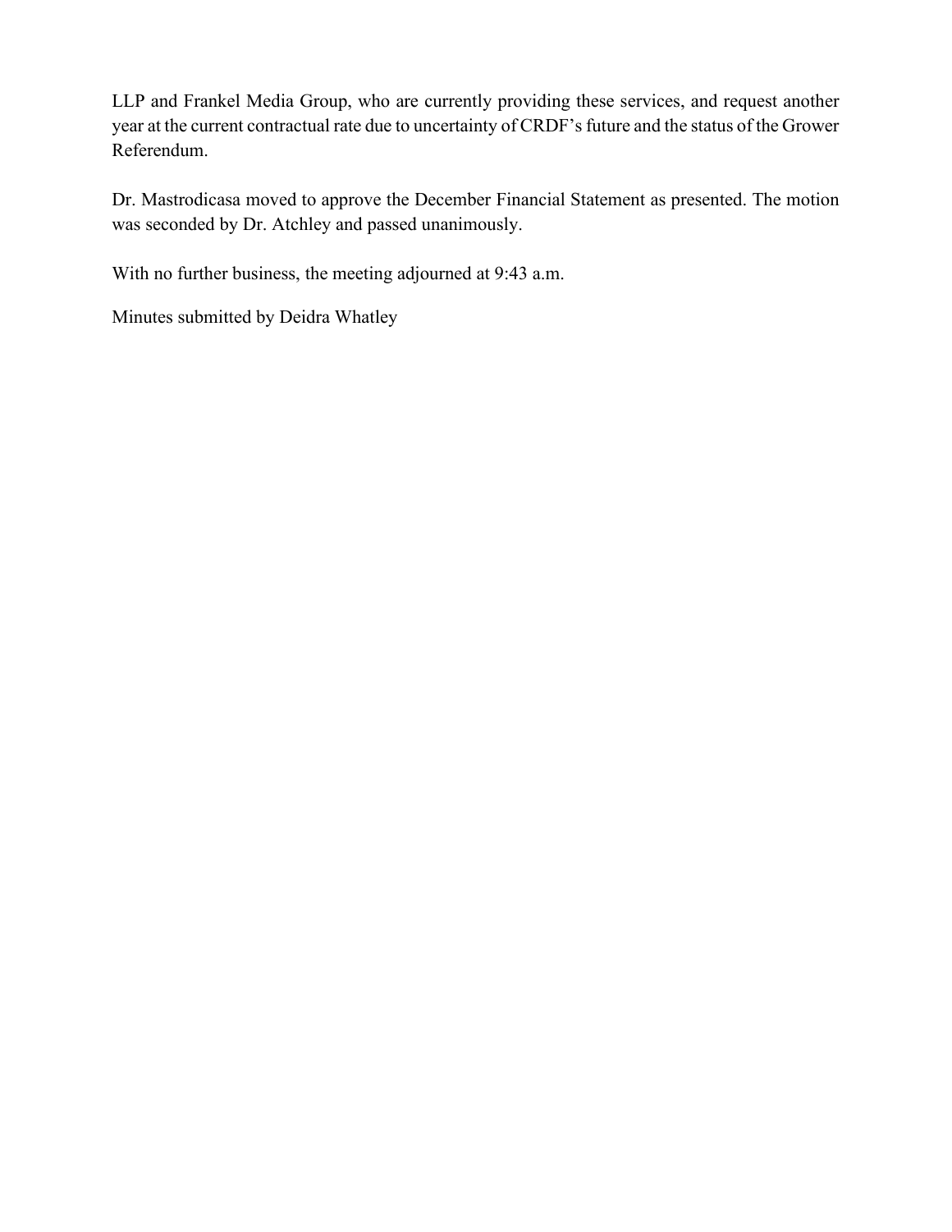LLP and Frankel Media Group, who are currently providing these services, and request another year at the current contractual rate due to uncertainty of CRDF's future and the status of the Grower Referendum.

Dr. Mastrodicasa moved to approve the December Financial Statement as presented. The motion was seconded by Dr. Atchley and passed unanimously.

With no further business, the meeting adjourned at 9:43 a.m.

Minutes submitted by Deidra Whatley